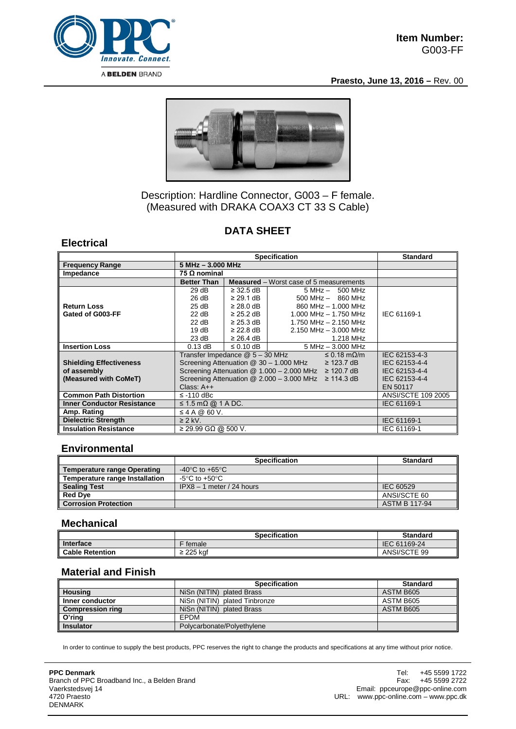**Item Number:**
G003-FF

**Praesto, June 13, 2016 –** Rev. 00

Description: Hardline Connector, G003 – F female.
(Measured with DRAKA COAX3 CT 33 S Cable)

## DATA SHEET

### Electrical

| | Specification | | | Standard |
|---|---|---|---|---|
| **Frequency Range** | **5 MHz – 3.000 MHz** | | | |
| **Impedance** | **75 Ω nominal** | | | |
| | **Better Than** | **Measured** – Worst case of 5 measurements | | |
| **Return Loss Gated of G003-FF** | 29 dB | ≥ 32.5 dB | 5 MHz – 500 MHz | IEC 61169-1 |
| | 26 dB | ≥ 29.1 dB | 500 MHz – 860 MHz | |
| | 25 dB | ≥ 28.0 dB | 860 MHz – 1.000 MHz | |
| | 22 dB | ≥ 25.2 dB | 1.000 MHz – 1.750 MHz | |
| | 22 dB | ≥ 25.3 dB | 1.750 MHz – 2.150 MHz | |
| | 19 dB | ≥ 22.8 dB | 2.150 MHz – 3.000 MHz | |
| | 23 dB | ≥ 26.4 dB | 1.218 MHz | |
| **Insertion Loss** | 0.13 dB | ≤ 0.10 dB | 5 MHz – 3.000 MHz | |
| **Shielding Effectiveness of assembly (Measured with CoMeT)** | Transfer Impedance @ 5 – 30 MHz ≤ 0.18 mΩ/m | | | IEC 62153-4-3 |
| | Screening Attenuation @ 30 – 1.000 MHz ≥ 123.7 dB | | | IEC 62153-4-4 |
| | Screening Attenuation @ 1.000 – 2.000 MHz ≥ 120.7 dB | | | IEC 62153-4-4 |
| | Screening Attenuation @ 2.000 – 3.000 MHz ≥ 114.3 dB | | | IEC 62153-4-4 |
| | Class: A++ | | | EN 50117 |
| **Common Path Distortion** | ≤ -110 dBc | | | ANSI/SCTE 109 2005 |
| **Inner Conductor Resistance** | ≤ 1.5 mΩ @ 1 A DC. | | | IEC 61169-1 |
| **Amp. Rating** | ≤ 4 A @ 60 V. | | | |
| **Dielectric Strength** | ≥ 2 kV. | | | IEC 61169-1 |
| **Insulation Resistance** | ≥ 29.99 GΩ @ 500 V. | | | IEC 61169-1 |

### Environmental

| | Specification | Standard |
|---|---|---|
| **Temperature range Operating** | -40°C to +65°C | |
| **Temperature range Installation** | -5°C to +50°C | |
| **Sealing Test** | IPX8 – 1 meter / 24 hours | IEC 60529 |
| **Red Dye** | | ANSI/SCTE 60 |
| **Corrosion Protection** | | ASTM B 117-94 |

### Mechanical

| | Specification | Standard |
|---|---|---|
| **Interface** | F female | IEC 61169-24 |
| **Cable Retention** | ≥ 225 kgf | ANSI/SCTE 99 |

### Material and Finish

| | Specification | Standard |
|---|---|---|
| **Housing** | NiSn (NITIN) plated Brass | ASTM B605 |
| **Inner conductor** | NiSn (NITIN) plated Tinbronze | ASTM B605 |
| **Compression ring** | NiSn (NITIN) plated Brass | ASTM B605 |
| **O'ring** | EPDM | |
| **Insulator** | Polycarbonate/Polyethylene | |

In order to continue to supply the best products, PPC reserves the right to change the products and specifications at any time without prior notice.

**PPC Denmark**
Branch of PPC Broadband Inc., a Belden Brand
Vaerkstedsvej 14
4720 Praesto
DENMARK

Tel: +45 5599 1722
Fax: +45 5599 2722
Email: ppceurope@ppc-online.com
URL: www.ppc-online.com – www.ppc.dk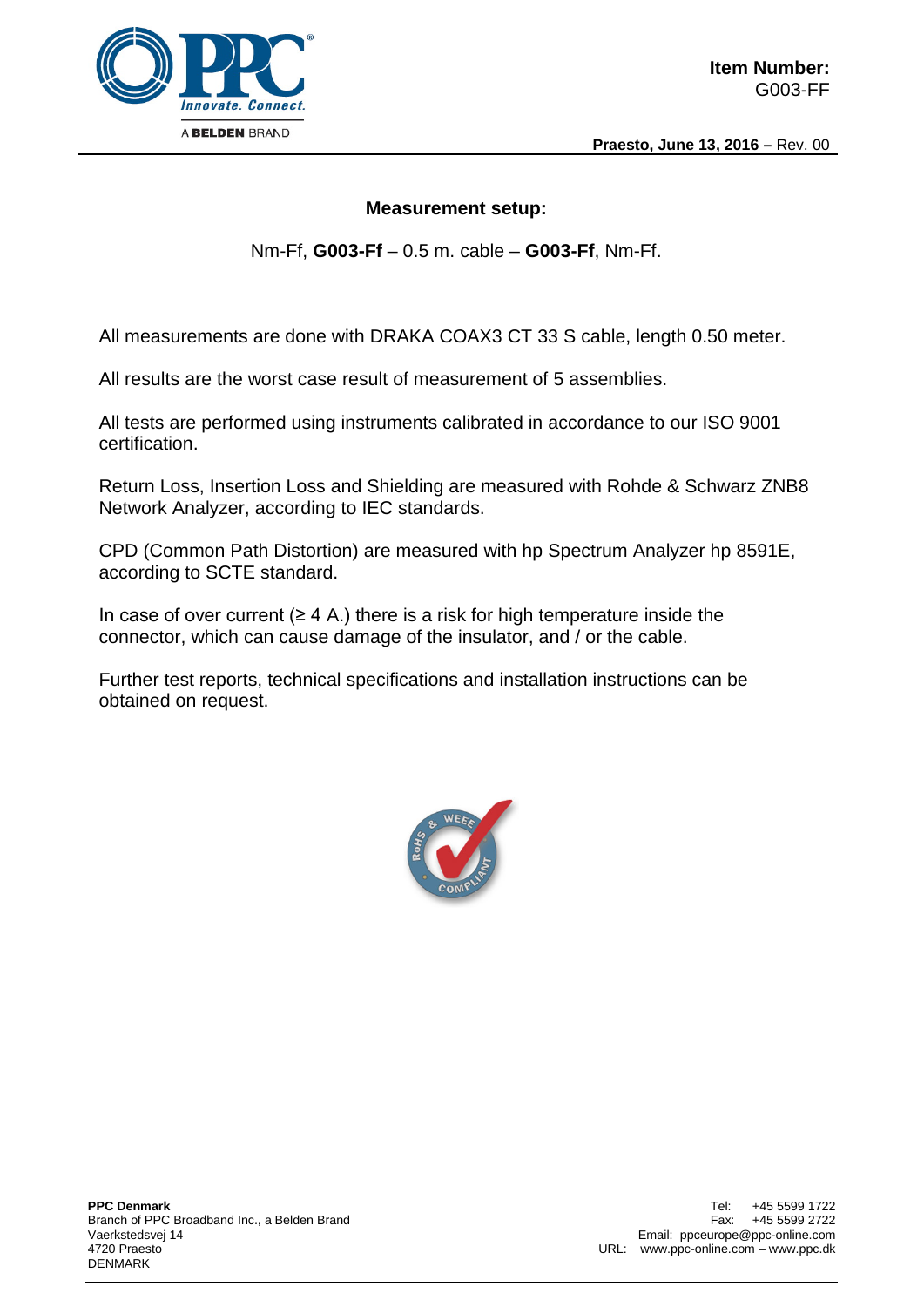**Item Number:**
G003-FF

**Praesto, June 13, 2016 –** Rev. 00

**Measurement setup:**

Nm-Ff, **G003-Ff** – 0.5 m. cable – **G003-Ff**, Nm-Ff.

All measurements are done with DRAKA COAX3 CT 33 S cable, length 0.50 meter.

All results are the worst case result of measurement of 5 assemblies.

All tests are performed using instruments calibrated in accordance to our ISO 9001 certification.

Return Loss, Insertion Loss and Shielding are measured with Rohde & Schwarz ZNB8 Network Analyzer, according to IEC standards.

CPD (Common Path Distortion) are measured with hp Spectrum Analyzer hp 8591E, according to SCTE standard.

In case of over current (≥ 4 A.) there is a risk for high temperature inside the connector, which can cause damage of the insulator, and / or the cable.

Further test reports, technical specifications and installation instructions can be obtained on request.

RoHS & WEEE COMPLIANT

**PPC Denmark**
Branch of PPC Broadband Inc., a Belden Brand
Vaerkstedsvej 14
4720 Praesto
DENMARK

Tel: +45 5599 1722
Fax: +45 5599 2722
Email: ppceurope@ppc-online.com
URL: www.ppc-online.com – www.ppc.dk